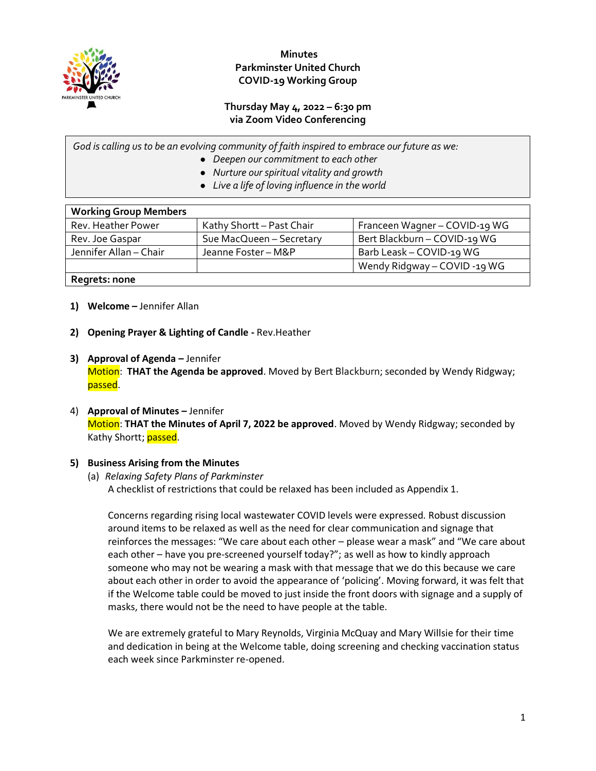**Minutes**
**Parkminster United Church**
**COVID-19 Working Group**

**Thursday May 4, 2022 – 6:30 pm**
**via Zoom Video Conferencing**

*God is calling us to be an evolving community of faith inspired to embrace our future as we:*

- *Deepen our commitment to each other*
- *Nurture our spiritual vitality and growth*
- *Live a life of loving influence in the world*

| **Working Group Members** | | |
|---|---|---|
| Rev. Heather Power | Kathy Shortt – Past Chair | Franceen Wagner – COVID-19 WG |
| Rev. Joe Gaspar | Sue MacQueen – Secretary | Bert Blackburn – COVID-19 WG |
| Jennifer Allan – Chair | Jeanne Foster – M&P | Barb Leask – COVID-19 WG |
| | | Wendy Ridgway – COVID -19 WG |
| **Regrets: none** | | |

1) **Welcome –** Jennifer Allan

2) **Opening Prayer & Lighting of Candle -** Rev.Heather

3) **Approval of Agenda –** Jennifer
   Motion: **THAT the Agenda be approved**. Moved by Bert Blackburn; seconded by Wendy Ridgway; passed.

4) **Approval of Minutes –** Jennifer
   Motion: **THAT the Minutes of April 7, 2022 be approved**. Moved by Wendy Ridgway; seconded by Kathy Shortt; passed.

5) **Business Arising from the Minutes**
   (a) *Relaxing Safety Plans of Parkminster*
   A checklist of restrictions that could be relaxed has been included as Appendix 1.

   Concerns regarding rising local wastewater COVID levels were expressed. Robust discussion around items to be relaxed as well as the need for clear communication and signage that reinforces the messages: "We care about each other – please wear a mask" and "We care about each other – have you pre-screened yourself today?"; as well as how to kindly approach someone who may not be wearing a mask with that message that we do this because we care about each other in order to avoid the appearance of 'policing'. Moving forward, it was felt that if the Welcome table could be moved to just inside the front doors with signage and a supply of masks, there would not be the need to have people at the table.

   We are extremely grateful to Mary Reynolds, Virginia McQuay and Mary Willsie for their time and dedication in being at the Welcome table, doing screening and checking vaccination status each week since Parkminster re-opened.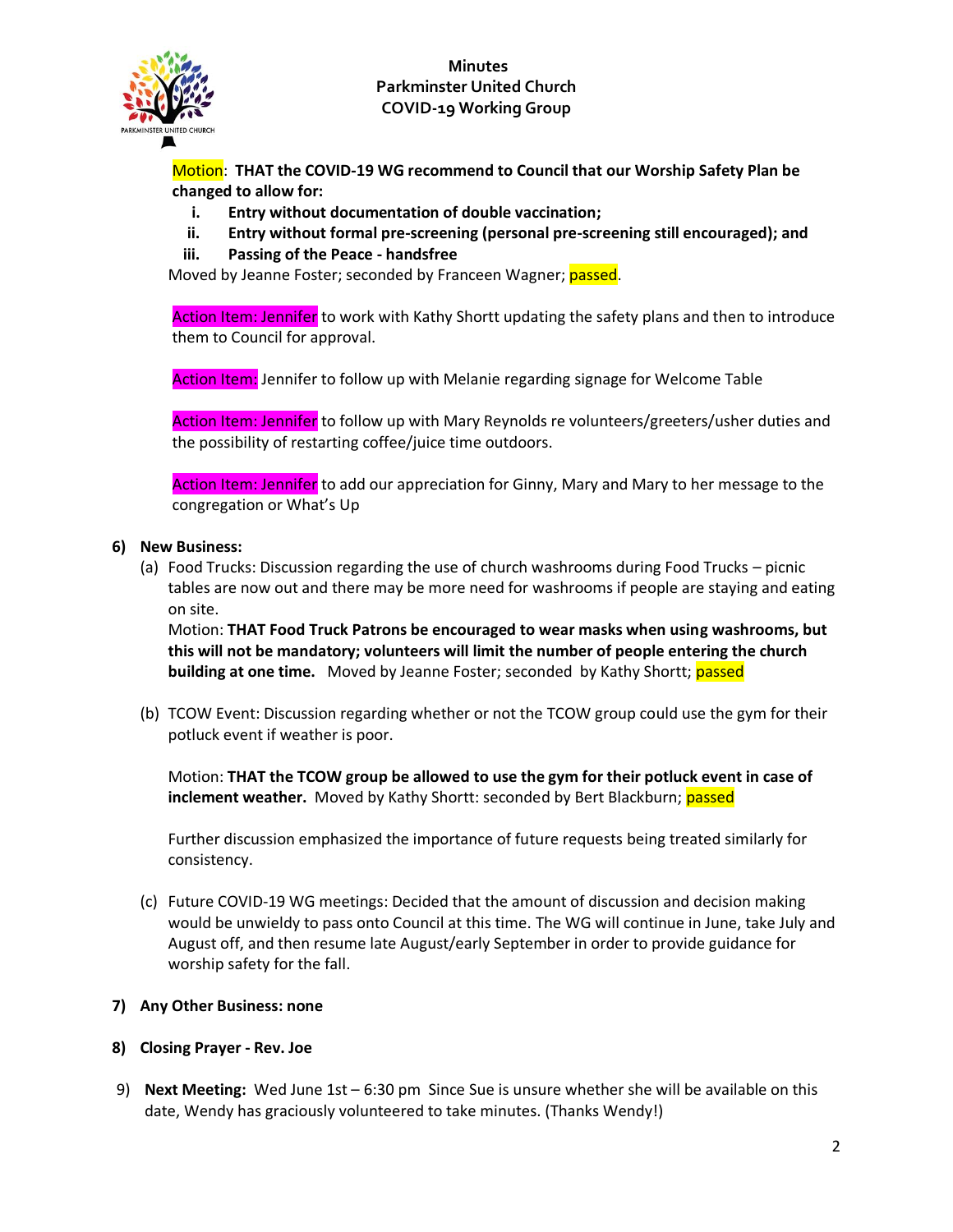Minutes
Parkminster United Church
COVID-19 Working Group

Motion: **THAT the COVID-19 WG recommend to Council that our Worship Safety Plan be changed to allow for:**

i. **Entry without documentation of double vaccination;**
ii. **Entry without formal pre-screening (personal pre-screening still encouraged); and**
iii. **Passing of the Peace - handsfree**

Moved by Jeanne Foster; seconded by Franceen Wagner; passed.

Action Item: Jennifer to work with Kathy Shortt updating the safety plans and then to introduce them to Council for approval.

Action Item: Jennifer to follow up with Melanie regarding signage for Welcome Table

Action Item: Jennifer to follow up with Mary Reynolds re volunteers/greeters/usher duties and the possibility of restarting coffee/juice time outdoors.

Action Item: Jennifer to add our appreciation for Ginny, Mary and Mary to her message to the congregation or What's Up

**6) New Business:**

(a) Food Trucks: Discussion regarding the use of church washrooms during Food Trucks – picnic tables are now out and there may be more need for washrooms if people are staying and eating on site.
Motion: **THAT Food Truck Patrons be encouraged to wear masks when using washrooms, but this will not be mandatory; volunteers will limit the number of people entering the church building at one time.** Moved by Jeanne Foster; seconded by Kathy Shortt; passed

(b) TCOW Event: Discussion regarding whether or not the TCOW group could use the gym for their potluck event if weather is poor.

Motion: **THAT the TCOW group be allowed to use the gym for their potluck event in case of inclement weather.** Moved by Kathy Shortt: seconded by Bert Blackburn; passed

Further discussion emphasized the importance of future requests being treated similarly for consistency.

(c) Future COVID-19 WG meetings: Decided that the amount of discussion and decision making would be unwieldy to pass onto Council at this time. The WG will continue in June, take July and August off, and then resume late August/early September in order to provide guidance for worship safety for the fall.

**7) Any Other Business: none**

**8) Closing Prayer - Rev. Joe**

9) **Next Meeting:** Wed June 1st – 6:30 pm Since Sue is unsure whether she will be available on this date, Wendy has graciously volunteered to take minutes. (Thanks Wendy!)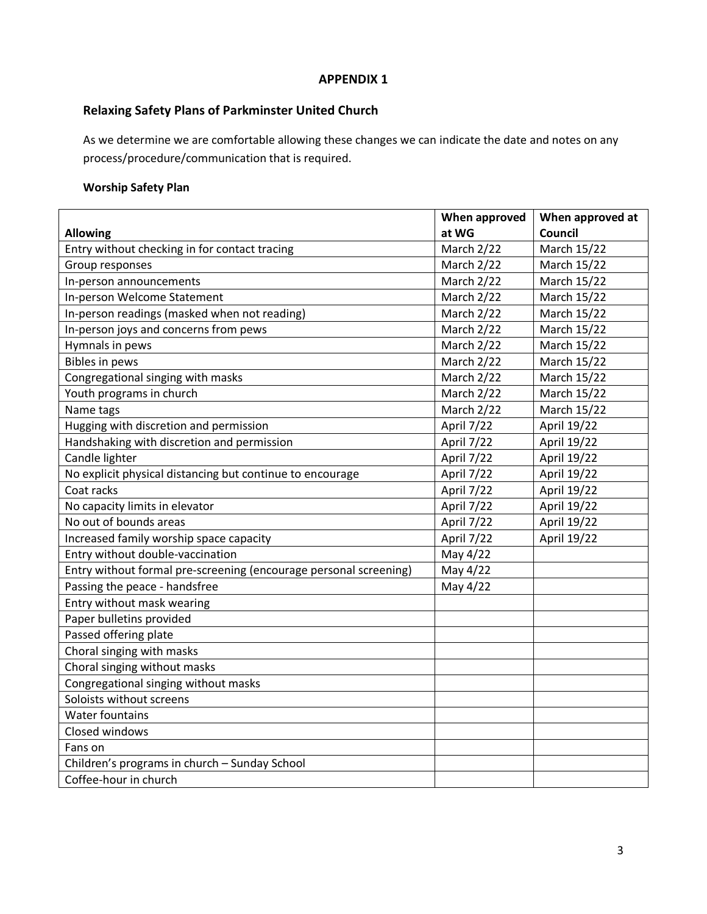**APPENDIX 1**

**Relaxing Safety Plans of Parkminster United Church**

As we determine we are comfortable allowing these changes we can indicate the date and notes on any process/procedure/communication that is required.

**Worship Safety Plan**

| Allowing | When approved at WG | When approved at Council |
|---|---|---|
| Entry without checking in for contact tracing | March 2/22 | March 15/22 |
| Group responses | March 2/22 | March 15/22 |
| In-person announcements | March 2/22 | March 15/22 |
| In-person Welcome Statement | March 2/22 | March 15/22 |
| In-person readings (masked when not reading) | March 2/22 | March 15/22 |
| In-person joys and concerns from pews | March 2/22 | March 15/22 |
| Hymnals in pews | March 2/22 | March 15/22 |
| Bibles in pews | March 2/22 | March 15/22 |
| Congregational singing with masks | March 2/22 | March 15/22 |
| Youth programs in church | March 2/22 | March 15/22 |
| Name tags | March 2/22 | March 15/22 |
| Hugging with discretion and permission | April 7/22 | April 19/22 |
| Handshaking with discretion and permission | April 7/22 | April 19/22 |
| Candle lighter | April 7/22 | April 19/22 |
| No explicit physical distancing but continue to encourage | April 7/22 | April 19/22 |
| Coat racks | April 7/22 | April 19/22 |
| No capacity limits in elevator | April 7/22 | April 19/22 |
| No out of bounds areas | April 7/22 | April 19/22 |
| Increased family worship space capacity | April 7/22 | April 19/22 |
| Entry without double-vaccination | May 4/22 | |
| Entry without formal pre-screening (encourage personal screening) | May 4/22 | |
| Passing the peace - handsfree | May 4/22 | |
| Entry without mask wearing | | |
| Paper bulletins provided | | |
| Passed offering plate | | |
| Choral singing with masks | | |
| Choral singing without masks | | |
| Congregational singing without masks | | |
| Soloists without screens | | |
| Water fountains | | |
| Closed windows | | |
| Fans on | | |
| Children's programs in church – Sunday School | | |
| Coffee-hour in church | | |